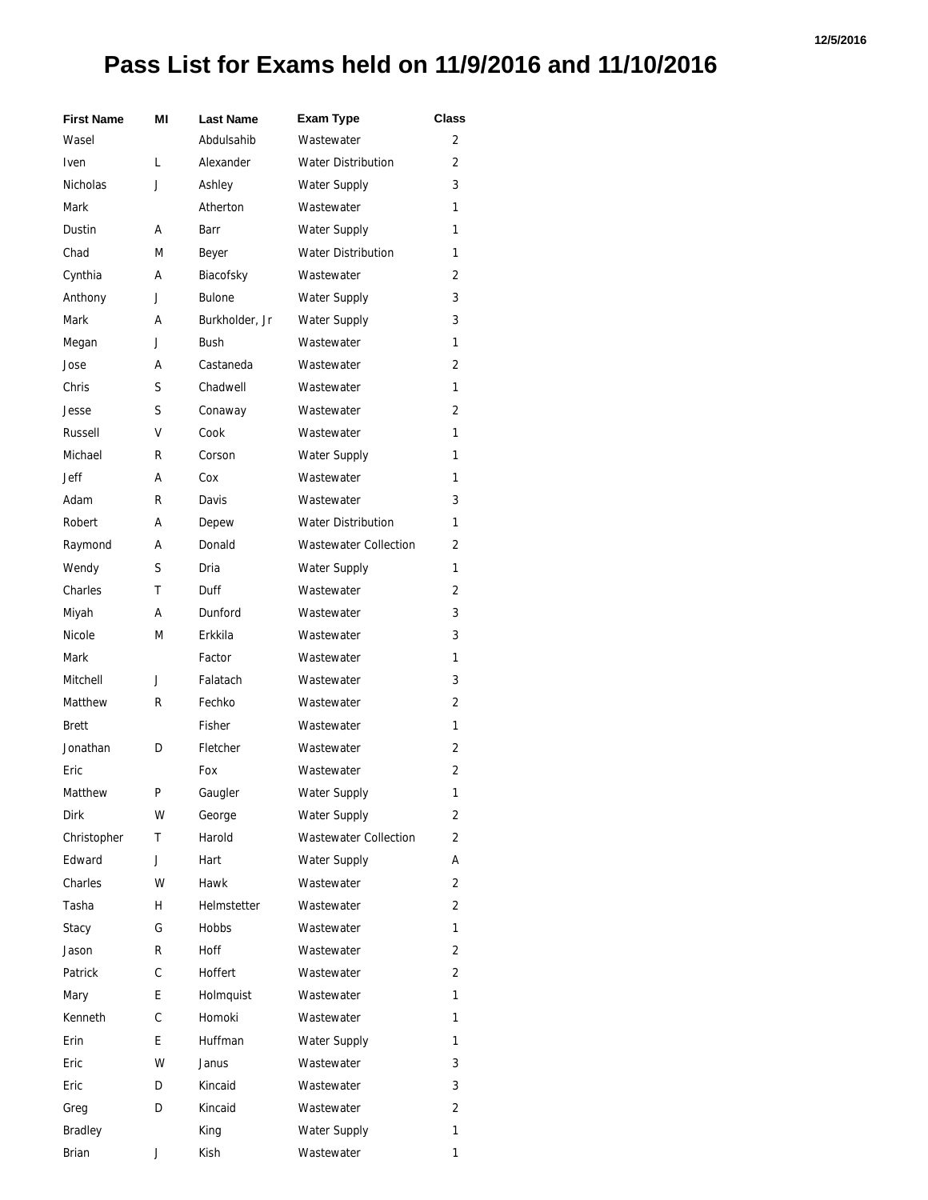# Pass List for Exams held on 11/9/2016 and 11/10/2016

| First Name | MI | Last Name | Exam Type | Class |
|---|---|---|---|---|
| Wasel | | Abdulsahib | Wastewater | 2 |
| Iven | L | Alexander | Water Distribution | 2 |
| Nicholas | J | Ashley | Water Supply | 3 |
| Mark | | Atherton | Wastewater | 1 |
| Dustin | A | Barr | Water Supply | 1 |
| Chad | M | Beyer | Water Distribution | 1 |
| Cynthia | A | Biacofsky | Wastewater | 2 |
| Anthony | J | Bulone | Water Supply | 3 |
| Mark | A | Burkholder, Jr | Water Supply | 3 |
| Megan | J | Bush | Wastewater | 1 |
| Jose | A | Castaneda | Wastewater | 2 |
| Chris | S | Chadwell | Wastewater | 1 |
| Jesse | S | Conaway | Wastewater | 2 |
| Russell | V | Cook | Wastewater | 1 |
| Michael | R | Corson | Water Supply | 1 |
| Jeff | A | Cox | Wastewater | 1 |
| Adam | R | Davis | Wastewater | 3 |
| Robert | A | Depew | Water Distribution | 1 |
| Raymond | A | Donald | Wastewater Collection | 2 |
| Wendy | S | Dria | Water Supply | 1 |
| Charles | T | Duff | Wastewater | 2 |
| Miyah | A | Dunford | Wastewater | 3 |
| Nicole | M | Erkkila | Wastewater | 3 |
| Mark | | Factor | Wastewater | 1 |
| Mitchell | J | Falatach | Wastewater | 3 |
| Matthew | R | Fechko | Wastewater | 2 |
| Brett | | Fisher | Wastewater | 1 |
| Jonathan | D | Fletcher | Wastewater | 2 |
| Eric | | Fox | Wastewater | 2 |
| Matthew | P | Gaugler | Water Supply | 1 |
| Dirk | W | George | Water Supply | 2 |
| Christopher | T | Harold | Wastewater Collection | 2 |
| Edward | J | Hart | Water Supply | A |
| Charles | W | Hawk | Wastewater | 2 |
| Tasha | H | Helmstetter | Wastewater | 2 |
| Stacy | G | Hobbs | Wastewater | 1 |
| Jason | R | Hoff | Wastewater | 2 |
| Patrick | C | Hoffert | Wastewater | 2 |
| Mary | E | Holmquist | Wastewater | 1 |
| Kenneth | C | Homoki | Wastewater | 1 |
| Erin | E | Huffman | Water Supply | 1 |
| Eric | W | Janus | Wastewater | 3 |
| Eric | D | Kincaid | Wastewater | 3 |
| Greg | D | Kincaid | Wastewater | 2 |
| Bradley | | King | Water Supply | 1 |
| Brian | J | Kish | Wastewater | 1 |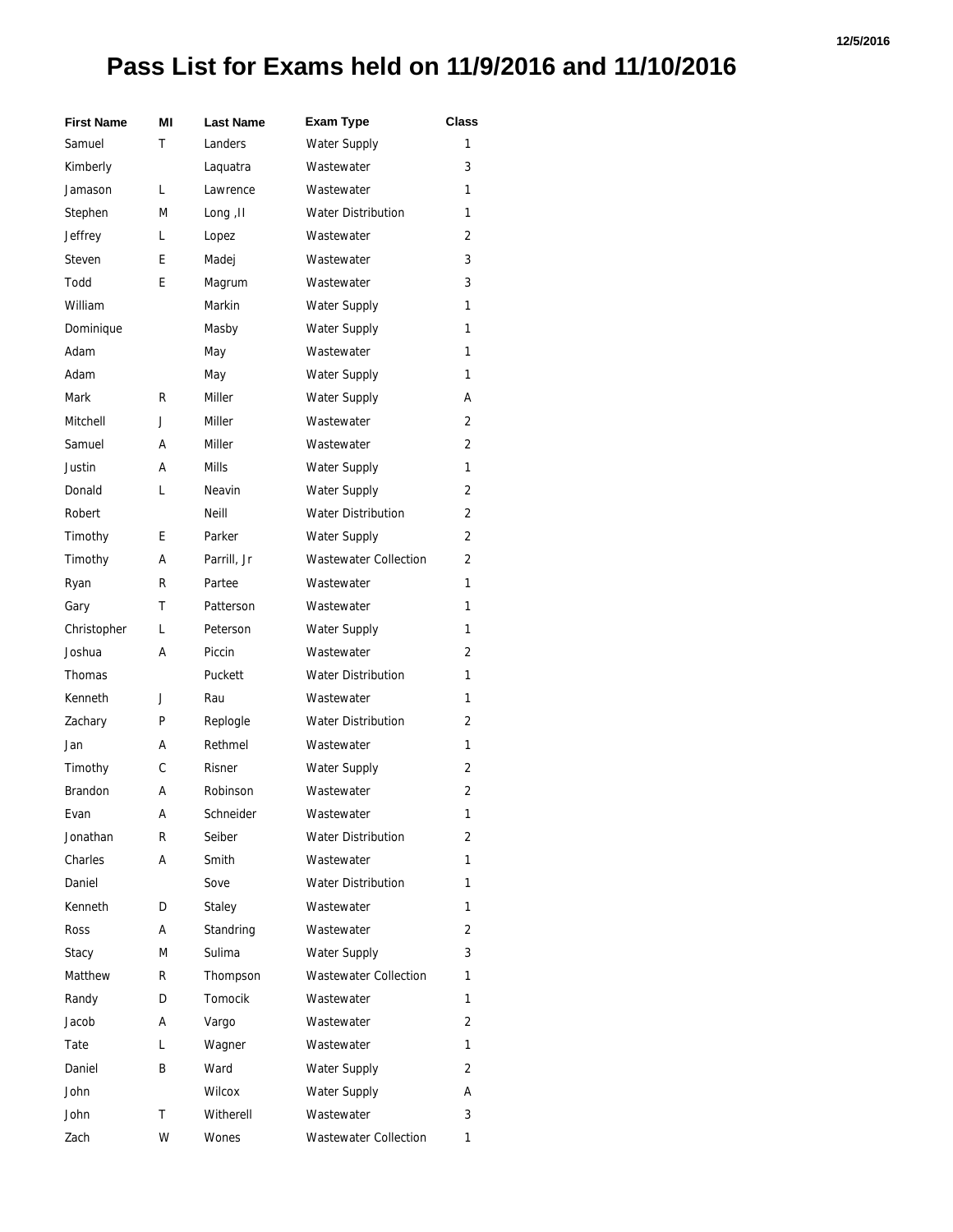# Pass List for Exams held on 11/9/2016 and 11/10/2016

| First Name | MI | Last Name | Exam Type | Class |
|---|---|---|---|---|
| Samuel | T | Landers | Water Supply | 1 |
| Kimberly | | Laquatra | Wastewater | 3 |
| Jamason | L | Lawrence | Wastewater | 1 |
| Stephen | M | Long ,II | Water Distribution | 1 |
| Jeffrey | L | Lopez | Wastewater | 2 |
| Steven | E | Madej | Wastewater | 3 |
| Todd | E | Magrum | Wastewater | 3 |
| William | | Markin | Water Supply | 1 |
| Dominique | | Masby | Water Supply | 1 |
| Adam | | May | Wastewater | 1 |
| Adam | | May | Water Supply | 1 |
| Mark | R | Miller | Water Supply | A |
| Mitchell | J | Miller | Wastewater | 2 |
| Samuel | A | Miller | Wastewater | 2 |
| Justin | A | Mills | Water Supply | 1 |
| Donald | L | Neavin | Water Supply | 2 |
| Robert | | Neill | Water Distribution | 2 |
| Timothy | E | Parker | Water Supply | 2 |
| Timothy | A | Parrill, Jr | Wastewater Collection | 2 |
| Ryan | R | Partee | Wastewater | 1 |
| Gary | T | Patterson | Wastewater | 1 |
| Christopher | L | Peterson | Water Supply | 1 |
| Joshua | A | Piccin | Wastewater | 2 |
| Thomas | | Puckett | Water Distribution | 1 |
| Kenneth | J | Rau | Wastewater | 1 |
| Zachary | P | Replogle | Water Distribution | 2 |
| Jan | A | Rethmel | Wastewater | 1 |
| Timothy | C | Risner | Water Supply | 2 |
| Brandon | A | Robinson | Wastewater | 2 |
| Evan | A | Schneider | Wastewater | 1 |
| Jonathan | R | Seiber | Water Distribution | 2 |
| Charles | A | Smith | Wastewater | 1 |
| Daniel | | Sove | Water Distribution | 1 |
| Kenneth | D | Staley | Wastewater | 1 |
| Ross | A | Standring | Wastewater | 2 |
| Stacy | M | Sulima | Water Supply | 3 |
| Matthew | R | Thompson | Wastewater Collection | 1 |
| Randy | D | Tomocik | Wastewater | 1 |
| Jacob | A | Vargo | Wastewater | 2 |
| Tate | L | Wagner | Wastewater | 1 |
| Daniel | B | Ward | Water Supply | 2 |
| John | | Wilcox | Water Supply | A |
| John | T | Witherell | Wastewater | 3 |
| Zach | W | Wones | Wastewater Collection | 1 |